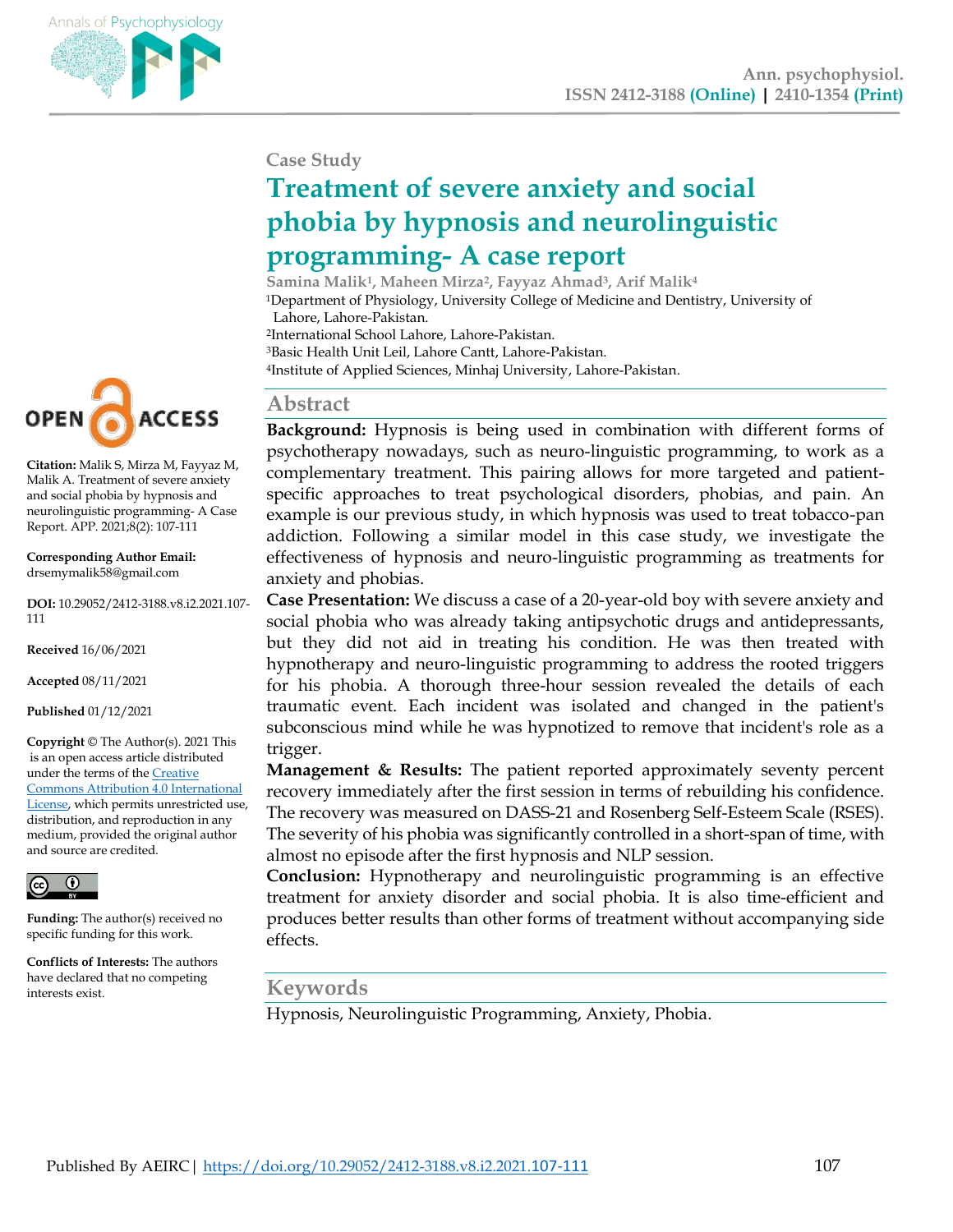Case Study

# Treatment of severe anxiety and social phobia by hypnosis and neurolinguistic programming- A case report

**Samina Malik[1], Maheen Mirza[2], Fayyaz Ahmad[3], Arif Malik[4]**

[1]Department of Physiology, University College of Medicine and Dentistry, University of Lahore, Lahore-Pakistan.
[2]International School Lahore, Lahore-Pakistan.
[3]Basic Health Unit Leil, Lahore Cantt, Lahore-Pakistan.
[4]Institute of Applied Sciences, Minhaj University, Lahore-Pakistan.

**Citation:** Malik S, Mirza M, Fayyaz M, Malik A. Treatment of severe anxiety and social phobia by hypnosis and neurolinguistic programming- A Case Report. APP. 2021;8(2): 107-111

**Corresponding Author Email:** drsemymalik58@gmail.com

**DOI:** 10.29052/2412-3188.v8.i2.2021.107-111

**Received** 16/06/2021

**Accepted** 08/11/2021

**Published** 01/12/2021

**Copyright** © The Author(s). 2021 This is an open access article distributed under the terms of the Creative Commons Attribution 4.0 International License, which permits unrestricted use, distribution, and reproduction in any medium, provided the original author and source are credited.

**Funding:** The author(s) received no specific funding for this work.

**Conflicts of Interests:** The authors have declared that no competing interests exist.

## Abstract

**Background:** Hypnosis is being used in combination with different forms of psychotherapy nowadays, such as neuro-linguistic programming, to work as a complementary treatment. This pairing allows for more targeted and patient-specific approaches to treat psychological disorders, phobias, and pain. An example is our previous study, in which hypnosis was used to treat tobacco-pan addiction. Following a similar model in this case study, we investigate the effectiveness of hypnosis and neuro-linguistic programming as treatments for anxiety and phobias.

**Case Presentation:** We discuss a case of a 20-year-old boy with severe anxiety and social phobia who was already taking antipsychotic drugs and antidepressants, but they did not aid in treating his condition. He was then treated with hypnotherapy and neuro-linguistic programming to address the rooted triggers for his phobia. A thorough three-hour session revealed the details of each traumatic event. Each incident was isolated and changed in the patient's subconscious mind while he was hypnotized to remove that incident's role as a trigger.

**Management & Results:** The patient reported approximately seventy percent recovery immediately after the first session in terms of rebuilding his confidence. The recovery was measured on DASS-21 and Rosenberg Self-Esteem Scale (RSES). The severity of his phobia was significantly controlled in a short-span of time, with almost no episode after the first hypnosis and NLP session.

**Conclusion:** Hypnotherapy and neurolinguistic programming is an effective treatment for anxiety disorder and social phobia. It is also time-efficient and produces better results than other forms of treatment without accompanying side effects.

## Keywords

Hypnosis, Neurolinguistic Programming, Anxiety, Phobia.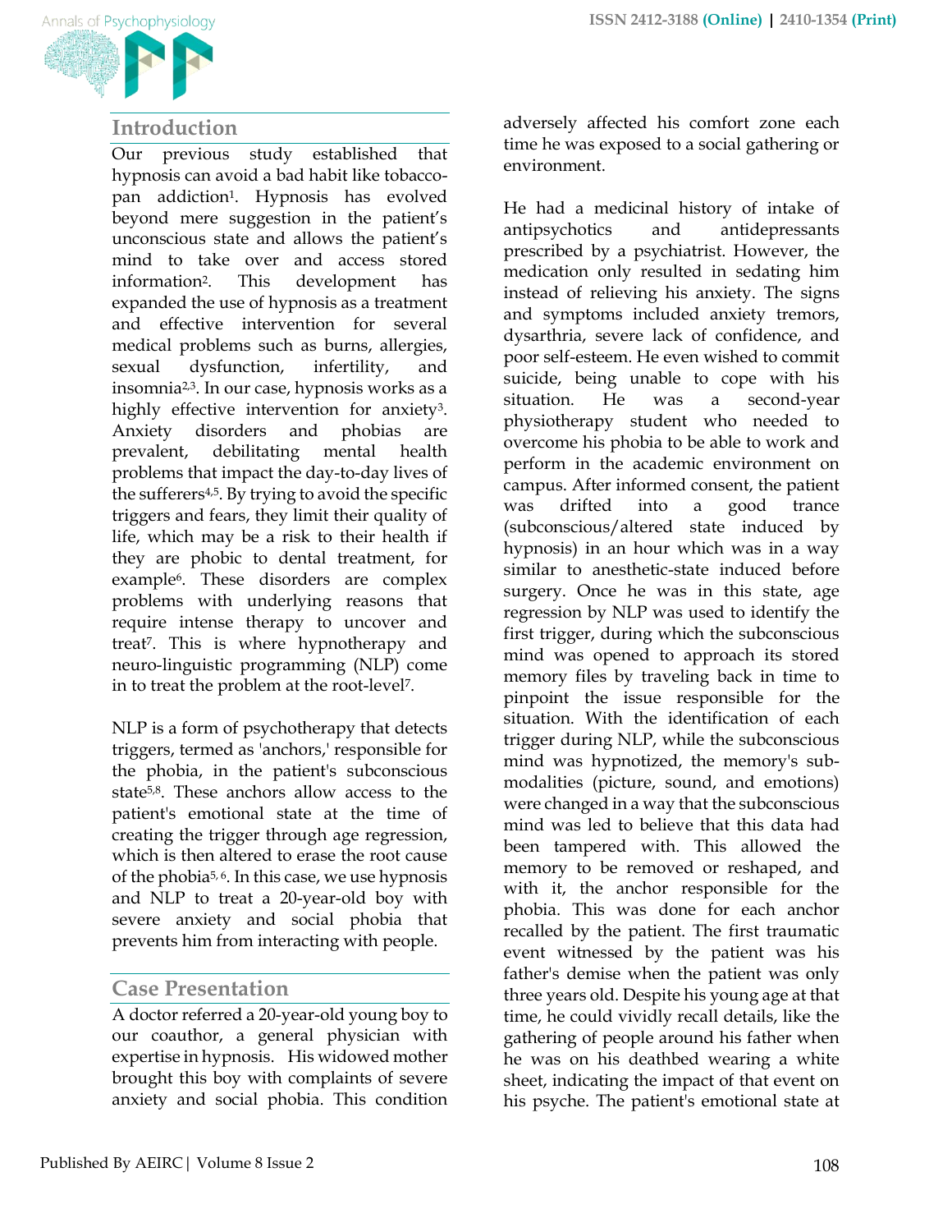## Introduction

Our previous study established that hypnosis can avoid a bad habit like tobacco-pan addiction[1]. Hypnosis has evolved beyond mere suggestion in the patient's unconscious state and allows the patient's mind to take over and access stored information[2]. This development has expanded the use of hypnosis as a treatment and effective intervention for several medical problems such as burns, allergies, sexual dysfunction, infertility, and insomnia[2,3]. In our case, hypnosis works as a highly effective intervention for anxiety[3]. Anxiety disorders and phobias are prevalent, debilitating mental health problems that impact the day-to-day lives of the sufferers[4,5]. By trying to avoid the specific triggers and fears, they limit their quality of life, which may be a risk to their health if they are phobic to dental treatment, for example[6]. These disorders are complex problems with underlying reasons that require intense therapy to uncover and treat[7]. This is where hypnotherapy and neuro-linguistic programming (NLP) come in to treat the problem at the root-level[7].

NLP is a form of psychotherapy that detects triggers, termed as 'anchors,' responsible for the phobia, in the patient's subconscious state[5,8]. These anchors allow access to the patient's emotional state at the time of creating the trigger through age regression, which is then altered to erase the root cause of the phobia[5, 6]. In this case, we use hypnosis and NLP to treat a 20-year-old boy with severe anxiety and social phobia that prevents him from interacting with people.

## Case Presentation

A doctor referred a 20-year-old young boy to our coauthor, a general physician with expertise in hypnosis. His widowed mother brought this boy with complaints of severe anxiety and social phobia. This condition adversely affected his comfort zone each time he was exposed to a social gathering or environment.

He had a medicinal history of intake of antipsychotics and antidepressants prescribed by a psychiatrist. However, the medication only resulted in sedating him instead of relieving his anxiety. The signs and symptoms included anxiety tremors, dysarthria, severe lack of confidence, and poor self-esteem. He even wished to commit suicide, being unable to cope with his situation. He was a second-year physiotherapy student who needed to overcome his phobia to be able to work and perform in the academic environment on campus. After informed consent, the patient was drifted into a good trance (subconscious/altered state induced by hypnosis) in an hour which was in a way similar to anesthetic-state induced before surgery. Once he was in this state, age regression by NLP was used to identify the first trigger, during which the subconscious mind was opened to approach its stored memory files by traveling back in time to pinpoint the issue responsible for the situation. With the identification of each trigger during NLP, while the subconscious mind was hypnotized, the memory's sub-modalities (picture, sound, and emotions) were changed in a way that the subconscious mind was led to believe that this data had been tampered with. This allowed the memory to be removed or reshaped, and with it, the anchor responsible for the phobia. This was done for each anchor recalled by the patient. The first traumatic event witnessed by the patient was his father's demise when the patient was only three years old. Despite his young age at that time, he could vividly recall details, like the gathering of people around his father when he was on his deathbed wearing a white sheet, indicating the impact of that event on his psyche. The patient's emotional state at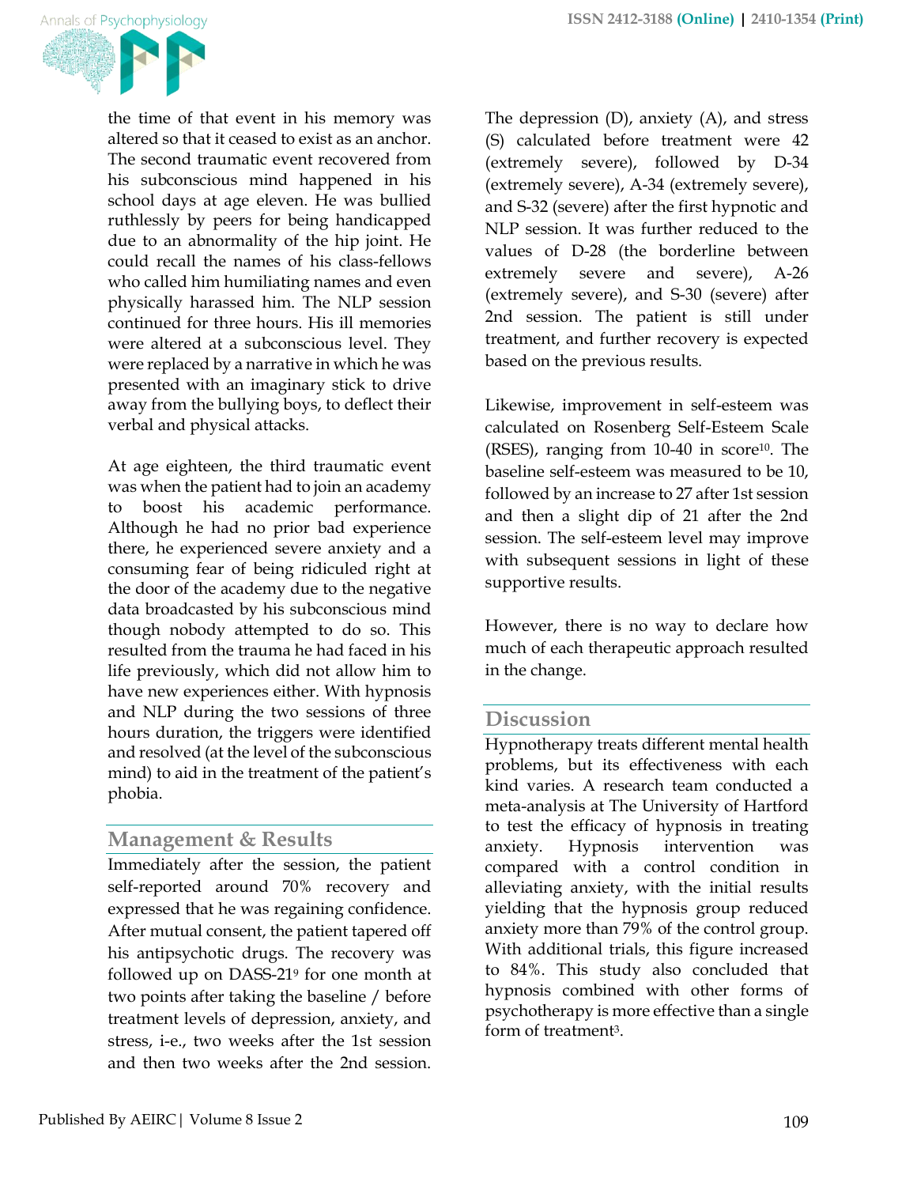the time of that event in his memory was altered so that it ceased to exist as an anchor. The second traumatic event recovered from his subconscious mind happened in his school days at age eleven. He was bullied ruthlessly by peers for being handicapped due to an abnormality of the hip joint. He could recall the names of his class-fellows who called him humiliating names and even physically harassed him. The NLP session continued for three hours. His ill memories were altered at a subconscious level. They were replaced by a narrative in which he was presented with an imaginary stick to drive away from the bullying boys, to deflect their verbal and physical attacks.

At age eighteen, the third traumatic event was when the patient had to join an academy to boost his academic performance. Although he had no prior bad experience there, he experienced severe anxiety and a consuming fear of being ridiculed right at the door of the academy due to the negative data broadcasted by his subconscious mind though nobody attempted to do so. This resulted from the trauma he had faced in his life previously, which did not allow him to have new experiences either. With hypnosis and NLP during the two sessions of three hours duration, the triggers were identified and resolved (at the level of the subconscious mind) to aid in the treatment of the patient's phobia.

## Management & Results

Immediately after the session, the patient self-reported around 70% recovery and expressed that he was regaining confidence. After mutual consent, the patient tapered off his antipsychotic drugs. The recovery was followed up on DASS-21[9] for one month at two points after taking the baseline / before treatment levels of depression, anxiety, and stress, i-e., two weeks after the 1st session and then two weeks after the 2nd session. The depression (D), anxiety (A), and stress (S) calculated before treatment were 42 (extremely severe), followed by D-34 (extremely severe), A-34 (extremely severe), and S-32 (severe) after the first hypnotic and NLP session. It was further reduced to the values of D-28 (the borderline between extremely severe and severe), A-26 (extremely severe), and S-30 (severe) after 2nd session. The patient is still under treatment, and further recovery is expected based on the previous results.

Likewise, improvement in self-esteem was calculated on Rosenberg Self-Esteem Scale (RSES), ranging from 10-40 in score[10]. The baseline self-esteem was measured to be 10, followed by an increase to 27 after 1st session and then a slight dip of 21 after the 2nd session. The self-esteem level may improve with subsequent sessions in light of these supportive results.

However, there is no way to declare how much of each therapeutic approach resulted in the change.

## Discussion

Hypnotherapy treats different mental health problems, but its effectiveness with each kind varies. A research team conducted a meta-analysis at The University of Hartford to test the efficacy of hypnosis in treating anxiety. Hypnosis intervention was compared with a control condition in alleviating anxiety, with the initial results yielding that the hypnosis group reduced anxiety more than 79% of the control group. With additional trials, this figure increased to 84%. This study also concluded that hypnosis combined with other forms of psychotherapy is more effective than a single form of treatment[3].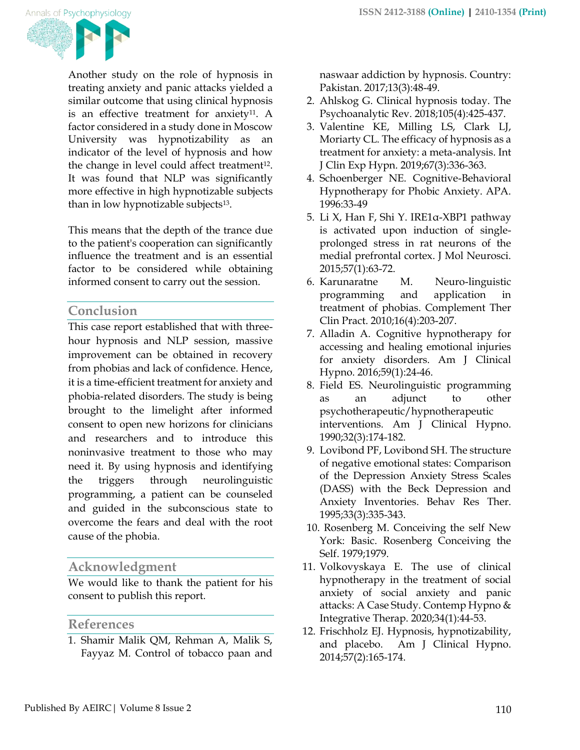Another study on the role of hypnosis in treating anxiety and panic attacks yielded a similar outcome that using clinical hypnosis is an effective treatment for anxiety[11]. A factor considered in a study done in Moscow University was hypnotizability as an indicator of the level of hypnosis and how the change in level could affect treatment[12]. It was found that NLP was significantly more effective in high hypnotizable subjects than in low hypnotizable subjects[13].

This means that the depth of the trance due to the patient's cooperation can significantly influence the treatment and is an essential factor to be considered while obtaining informed consent to carry out the session.

## Conclusion

This case report established that with three-hour hypnosis and NLP session, massive improvement can be obtained in recovery from phobias and lack of confidence. Hence, it is a time-efficient treatment for anxiety and phobia-related disorders. The study is being brought to the limelight after informed consent to open new horizons for clinicians and researchers and to introduce this noninvasive treatment to those who may need it. By using hypnosis and identifying the triggers through neurolinguistic programming, a patient can be counseled and guided in the subconscious state to overcome the fears and deal with the root cause of the phobia.

## Acknowledgment

We would like to thank the patient for his consent to publish this report.

## References

1. Shamir Malik QM, Rehman A, Malik S, Fayyaz M. Control of tobacco paan and naswaar addiction by hypnosis. Country: Pakistan. 2017;13(3):48-49.
2. Ahlskog G. Clinical hypnosis today. The Psychoanalytic Rev. 2018;105(4):425-437.
3. Valentine KE, Milling LS, Clark LJ, Moriarty CL. The efficacy of hypnosis as a treatment for anxiety: a meta-analysis. Int J Clin Exp Hypn. 2019;67(3):336-363.
4. Schoenberger NE. Cognitive-Behavioral Hypnotherapy for Phobic Anxiety. APA. 1996:33-49
5. Li X, Han F, Shi Y. IRE1α-XBP1 pathway is activated upon induction of single-prolonged stress in rat neurons of the medial prefrontal cortex. J Mol Neurosci. 2015;57(1):63-72.
6. Karunaratne M. Neuro-linguistic programming and application in treatment of phobias. Complement Ther Clin Pract. 2010;16(4):203-207.
7. Alladin A. Cognitive hypnotherapy for accessing and healing emotional injuries for anxiety disorders. Am J Clinical Hypno. 2016;59(1):24-46.
8. Field ES. Neurolinguistic programming as an adjunct to other psychotherapeutic/hypnotherapeutic interventions. Am J Clinical Hypno. 1990;32(3):174-182.
9. Lovibond PF, Lovibond SH. The structure of negative emotional states: Comparison of the Depression Anxiety Stress Scales (DASS) with the Beck Depression and Anxiety Inventories. Behav Res Ther. 1995;33(3):335-343.
10. Rosenberg M. Conceiving the self New York: Basic. Rosenberg Conceiving the Self. 1979;1979.
11. Volkovyskaya E. The use of clinical hypnotherapy in the treatment of social anxiety of social anxiety and panic attacks: A Case Study. Contemp Hypno & Integrative Therap. 2020;34(1):44-53.
12. Frischholz EJ. Hypnosis, hypnotizability, and placebo. Am J Clinical Hypno. 2014;57(2):165-174.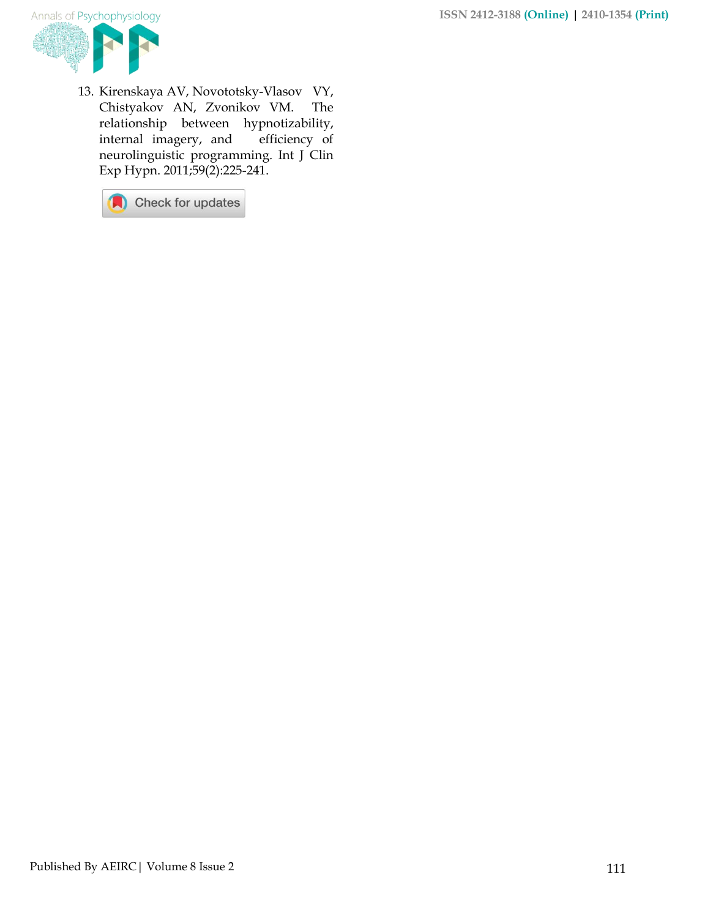13. Kirenskaya AV, Novototsky-Vlasov VY, Chistyakov AN, Zvonikov VM. The relationship between hypnotizability, internal imagery, and efficiency of neurolinguistic programming. Int J Clin Exp Hypn. 2011;59(2):225-241.